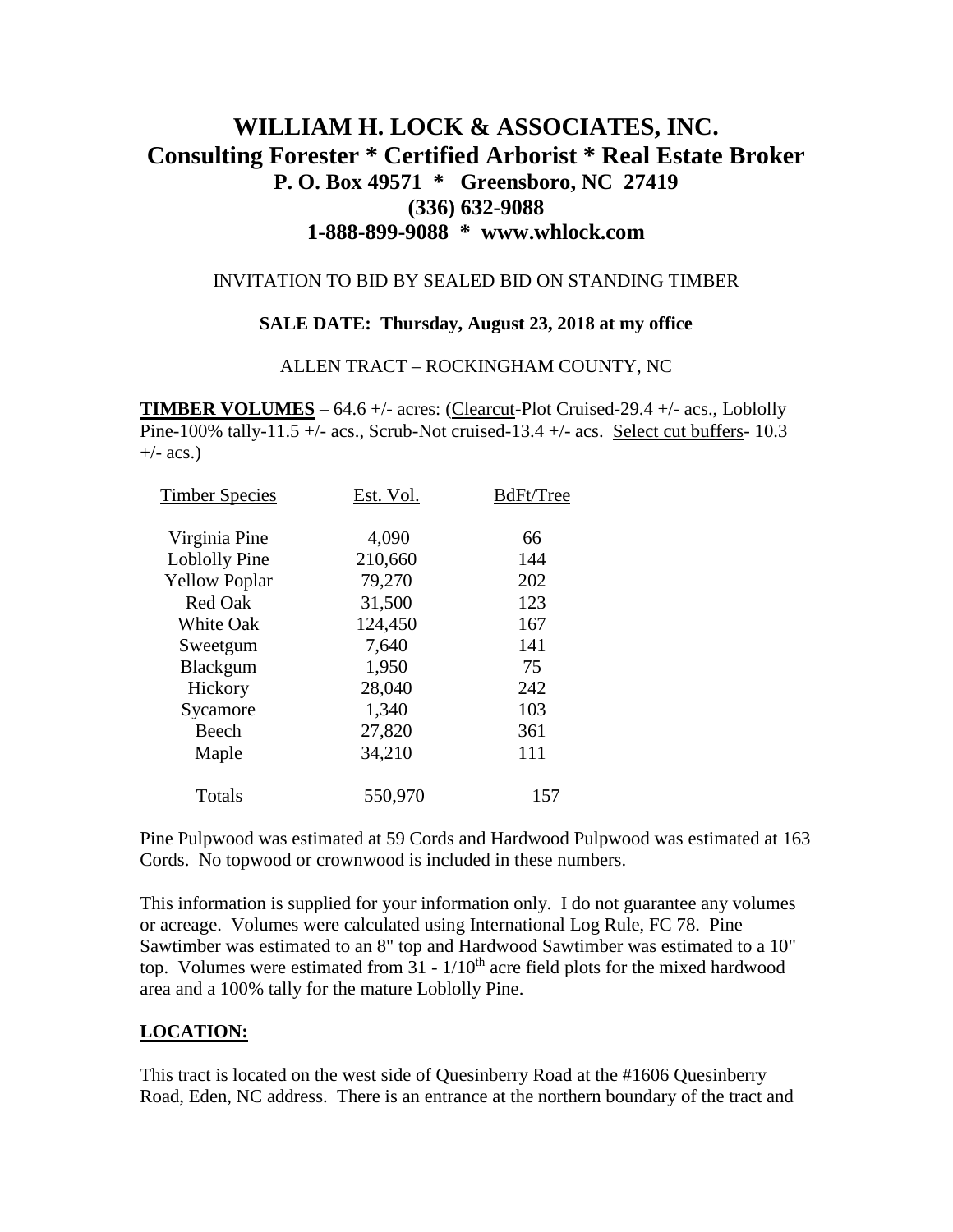# WILLIAM H. LOCK & ASSOCIATES, INC.
## Consulting Forester * Certified Arborist * Real Estate Broker
### P. O. Box 49571 * Greensboro, NC 27419
### (336) 632-9088
### 1-888-899-9088 * www.whlock.com

INVITATION TO BID BY SEALED BID ON STANDING TIMBER

**SALE DATE: Thursday, August 23, 2018 at my office**

ALLEN TRACT – ROCKINGHAM COUNTY, NC

**TIMBER VOLUMES** – 64.6 +/- acres: (Clearcut-Plot Cruised-29.4 +/- acs., Loblolly Pine-100% tally-11.5 +/- acs., Scrub-Not cruised-13.4 +/- acs. Select cut buffers- 10.3 +/- acs.)

| Timber Species | Est. Vol. | BdFt/Tree |
|---|---|---|
| Virginia Pine | 4,090 | 66 |
| Loblolly Pine | 210,660 | 144 |
| Yellow Poplar | 79,270 | 202 |
| Red Oak | 31,500 | 123 |
| White Oak | 124,450 | 167 |
| Sweetgum | 7,640 | 141 |
| Blackgum | 1,950 | 75 |
| Hickory | 28,040 | 242 |
| Sycamore | 1,340 | 103 |
| Beech | 27,820 | 361 |
| Maple | 34,210 | 111 |
| Totals | 550,970 | 157 |

Pine Pulpwood was estimated at 59 Cords and Hardwood Pulpwood was estimated at 163 Cords. No topwood or crownwood is included in these numbers.

This information is supplied for your information only. I do not guarantee any volumes or acreage. Volumes were calculated using International Log Rule, FC 78. Pine Sawtimber was estimated to an 8" top and Hardwood Sawtimber was estimated to a 10" top. Volumes were estimated from 31 - 1/10th acre field plots for the mixed hardwood area and a 100% tally for the mature Loblolly Pine.

**LOCATION:**

This tract is located on the west side of Quesinberry Road at the #1606 Quesinberry Road, Eden, NC address. There is an entrance at the northern boundary of the tract and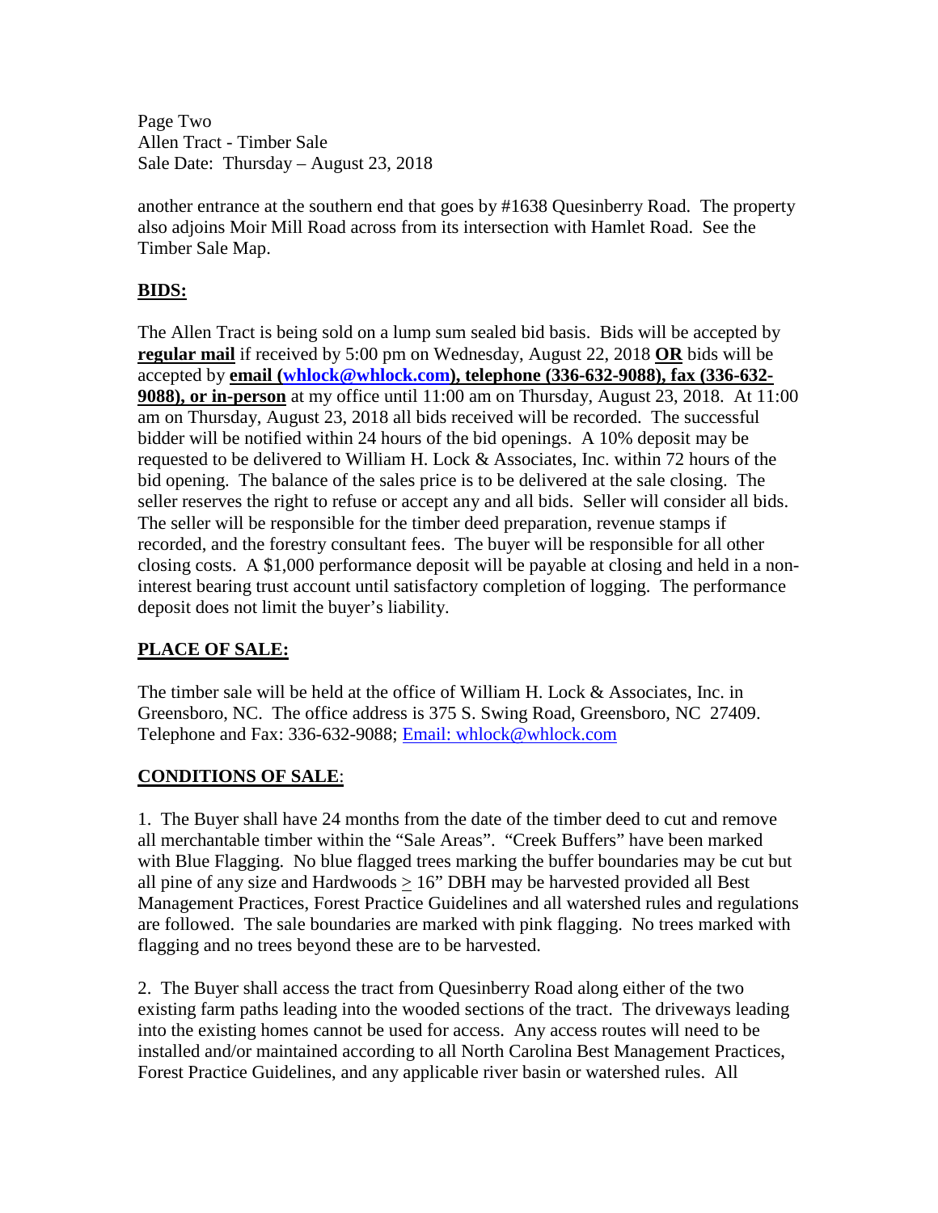another entrance at the southern end that goes by #1638 Quesinberry Road. The property also adjoins Moir Mill Road across from its intersection with Hamlet Road. See the Timber Sale Map.

## BIDS:

The Allen Tract is being sold on a lump sum sealed bid basis. Bids will be accepted by **regular mail** if received by 5:00 pm on Wednesday, August 22, 2018 **OR** bids will be accepted by **email (whlock@whlock.com), telephone (336-632-9088), fax (336-632-9088), or in-person** at my office until 11:00 am on Thursday, August 23, 2018. At 11:00 am on Thursday, August 23, 2018 all bids received will be recorded. The successful bidder will be notified within 24 hours of the bid openings. A 10% deposit may be requested to be delivered to William H. Lock & Associates, Inc. within 72 hours of the bid opening. The balance of the sales price is to be delivered at the sale closing. The seller reserves the right to refuse or accept any and all bids. Seller will consider all bids. The seller will be responsible for the timber deed preparation, revenue stamps if recorded, and the forestry consultant fees. The buyer will be responsible for all other closing costs. A $1,000 performance deposit will be payable at closing and held in a non-interest bearing trust account until satisfactory completion of logging. The performance deposit does not limit the buyer's liability.

## PLACE OF SALE:

The timber sale will be held at the office of William H. Lock & Associates, Inc. in Greensboro, NC. The office address is 375 S. Swing Road, Greensboro, NC 27409. Telephone and Fax: 336-632-9088; Email: whlock@whlock.com

## CONDITIONS OF SALE:

1. The Buyer shall have 24 months from the date of the timber deed to cut and remove all merchantable timber within the "Sale Areas". "Creek Buffers" have been marked with Blue Flagging. No blue flagged trees marking the buffer boundaries may be cut but all pine of any size and Hardwoods ≥ 16" DBH may be harvested provided all Best Management Practices, Forest Practice Guidelines and all watershed rules and regulations are followed. The sale boundaries are marked with pink flagging. No trees marked with flagging and no trees beyond these are to be harvested.

2. The Buyer shall access the tract from Quesinberry Road along either of the two existing farm paths leading into the wooded sections of the tract. The driveways leading into the existing homes cannot be used for access. Any access routes will need to be installed and/or maintained according to all North Carolina Best Management Practices, Forest Practice Guidelines, and any applicable river basin or watershed rules. All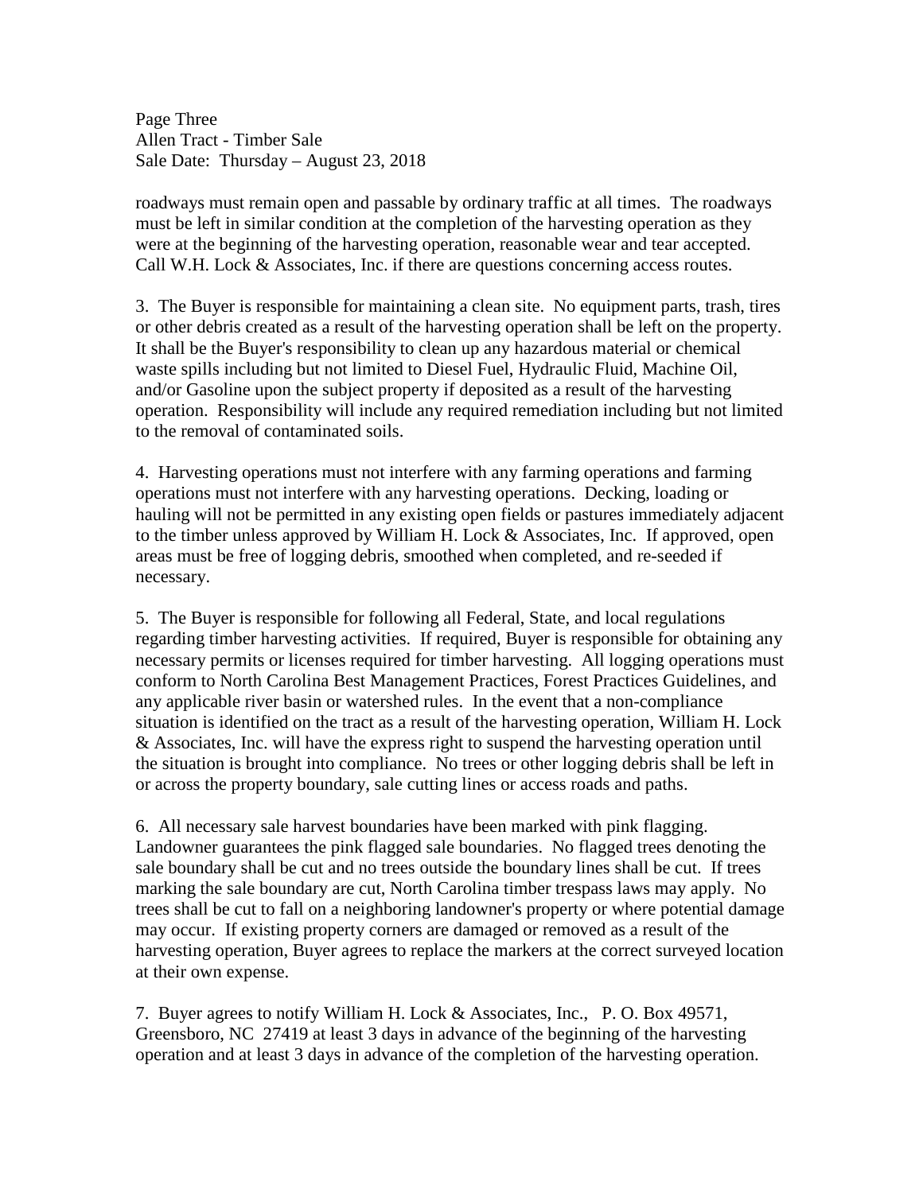roadways must remain open and passable by ordinary traffic at all times. The roadways must be left in similar condition at the completion of the harvesting operation as they were at the beginning of the harvesting operation, reasonable wear and tear accepted. Call W.H. Lock & Associates, Inc. if there are questions concerning access routes.

3. The Buyer is responsible for maintaining a clean site. No equipment parts, trash, tires or other debris created as a result of the harvesting operation shall be left on the property. It shall be the Buyer's responsibility to clean up any hazardous material or chemical waste spills including but not limited to Diesel Fuel, Hydraulic Fluid, Machine Oil, and/or Gasoline upon the subject property if deposited as a result of the harvesting operation. Responsibility will include any required remediation including but not limited to the removal of contaminated soils.

4. Harvesting operations must not interfere with any farming operations and farming operations must not interfere with any harvesting operations. Decking, loading or hauling will not be permitted in any existing open fields or pastures immediately adjacent to the timber unless approved by William H. Lock & Associates, Inc. If approved, open areas must be free of logging debris, smoothed when completed, and re-seeded if necessary.

5. The Buyer is responsible for following all Federal, State, and local regulations regarding timber harvesting activities. If required, Buyer is responsible for obtaining any necessary permits or licenses required for timber harvesting. All logging operations must conform to North Carolina Best Management Practices, Forest Practices Guidelines, and any applicable river basin or watershed rules. In the event that a non-compliance situation is identified on the tract as a result of the harvesting operation, William H. Lock & Associates, Inc. will have the express right to suspend the harvesting operation until the situation is brought into compliance. No trees or other logging debris shall be left in or across the property boundary, sale cutting lines or access roads and paths.

6. All necessary sale harvest boundaries have been marked with pink flagging. Landowner guarantees the pink flagged sale boundaries. No flagged trees denoting the sale boundary shall be cut and no trees outside the boundary lines shall be cut. If trees marking the sale boundary are cut, North Carolina timber trespass laws may apply. No trees shall be cut to fall on a neighboring landowner's property or where potential damage may occur. If existing property corners are damaged or removed as a result of the harvesting operation, Buyer agrees to replace the markers at the correct surveyed location at their own expense.

7. Buyer agrees to notify William H. Lock & Associates, Inc., P. O. Box 49571, Greensboro, NC 27419 at least 3 days in advance of the beginning of the harvesting operation and at least 3 days in advance of the completion of the harvesting operation.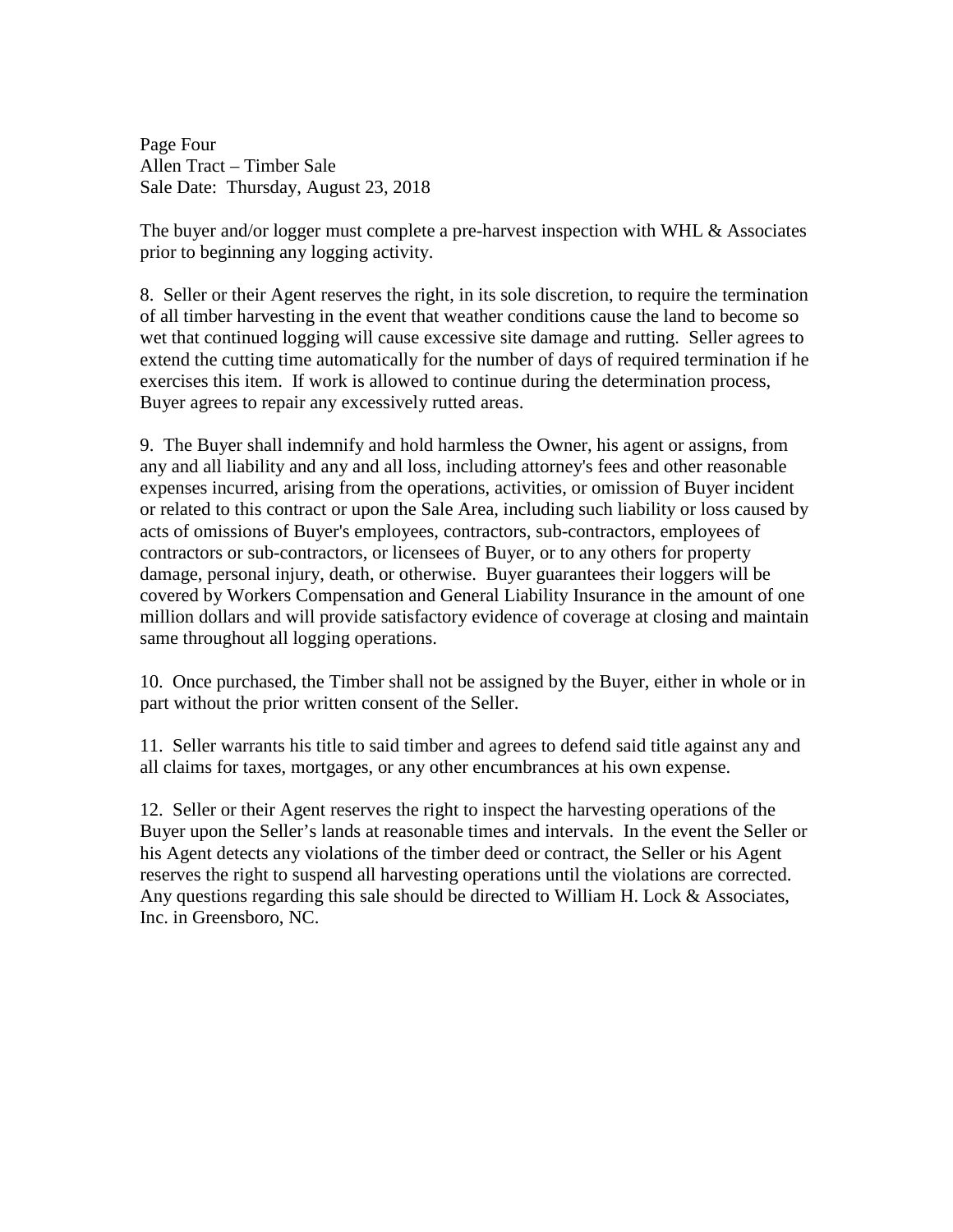The buyer and/or logger must complete a pre-harvest inspection with WHL & Associates prior to beginning any logging activity.

8. Seller or their Agent reserves the right, in its sole discretion, to require the termination of all timber harvesting in the event that weather conditions cause the land to become so wet that continued logging will cause excessive site damage and rutting. Seller agrees to extend the cutting time automatically for the number of days of required termination if he exercises this item. If work is allowed to continue during the determination process, Buyer agrees to repair any excessively rutted areas.

9. The Buyer shall indemnify and hold harmless the Owner, his agent or assigns, from any and all liability and any and all loss, including attorney's fees and other reasonable expenses incurred, arising from the operations, activities, or omission of Buyer incident or related to this contract or upon the Sale Area, including such liability or loss caused by acts of omissions of Buyer's employees, contractors, sub-contractors, employees of contractors or sub-contractors, or licensees of Buyer, or to any others for property damage, personal injury, death, or otherwise. Buyer guarantees their loggers will be covered by Workers Compensation and General Liability Insurance in the amount of one million dollars and will provide satisfactory evidence of coverage at closing and maintain same throughout all logging operations.

10. Once purchased, the Timber shall not be assigned by the Buyer, either in whole or in part without the prior written consent of the Seller.

11. Seller warrants his title to said timber and agrees to defend said title against any and all claims for taxes, mortgages, or any other encumbrances at his own expense.

12. Seller or their Agent reserves the right to inspect the harvesting operations of the Buyer upon the Seller's lands at reasonable times and intervals. In the event the Seller or his Agent detects any violations of the timber deed or contract, the Seller or his Agent reserves the right to suspend all harvesting operations until the violations are corrected. Any questions regarding this sale should be directed to William H. Lock & Associates, Inc. in Greensboro, NC.